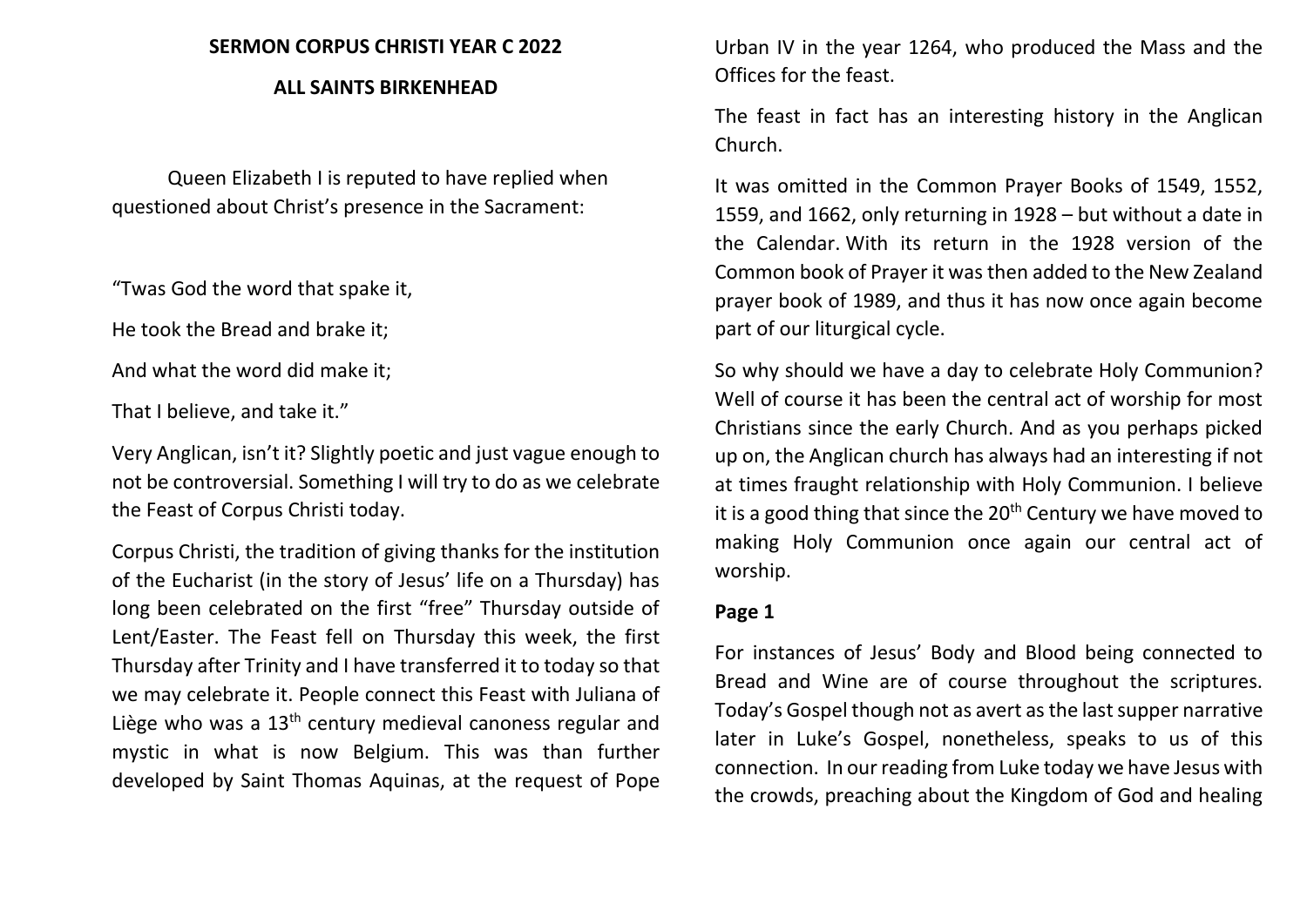**SERMON CORPUS CHRISTI YEAR C 2022**

**ALL SAINTS BIRKENHEAD**

Queen Elizabeth I is reputed to have replied when questioned about Christ's presence in the Sacrament:

"Twas God the word that spake it,

He took the Bread and brake it;

And what the word did make it;

That I believe, and take it."

Very Anglican, isn't it? Slightly poetic and just vague enough to not be controversial. Something I will try to do as we celebrate the Feast of Corpus Christi today.

Corpus Christi, the tradition of giving thanks for the institution of the Eucharist (in the story of Jesus' life on a Thursday) has long been celebrated on the first "free" Thursday outside of Lent/Easter. The Feast fell on Thursday this week, the first Thursday after Trinity and I have transferred it to today so that we may celebrate it. People connect this Feast with Juliana of Liège who was a 13th century medieval canoness regular and mystic in what is now Belgium. This was than further developed by Saint Thomas Aquinas, at the request of Pope Urban IV in the year 1264, who produced the Mass and the Offices for the feast.

The feast in fact has an interesting history in the Anglican Church.

It was omitted in the Common Prayer Books of 1549, 1552, 1559, and 1662, only returning in 1928 – but without a date in the Calendar. With its return in the 1928 version of the Common book of Prayer it was then added to the New Zealand prayer book of 1989, and thus it has now once again become part of our liturgical cycle.

So why should we have a day to celebrate Holy Communion? Well of course it has been the central act of worship for most Christians since the early Church. And as you perhaps picked up on, the Anglican church has always had an interesting if not at times fraught relationship with Holy Communion. I believe it is a good thing that since the 20th Century we have moved to making Holy Communion once again our central act of worship.

**Page 1**

For instances of Jesus' Body and Blood being connected to Bread and Wine are of course throughout the scriptures. Today's Gospel though not as avert as the last supper narrative later in Luke's Gospel, nonetheless, speaks to us of this connection. In our reading from Luke today we have Jesus with the crowds, preaching about the Kingdom of God and healing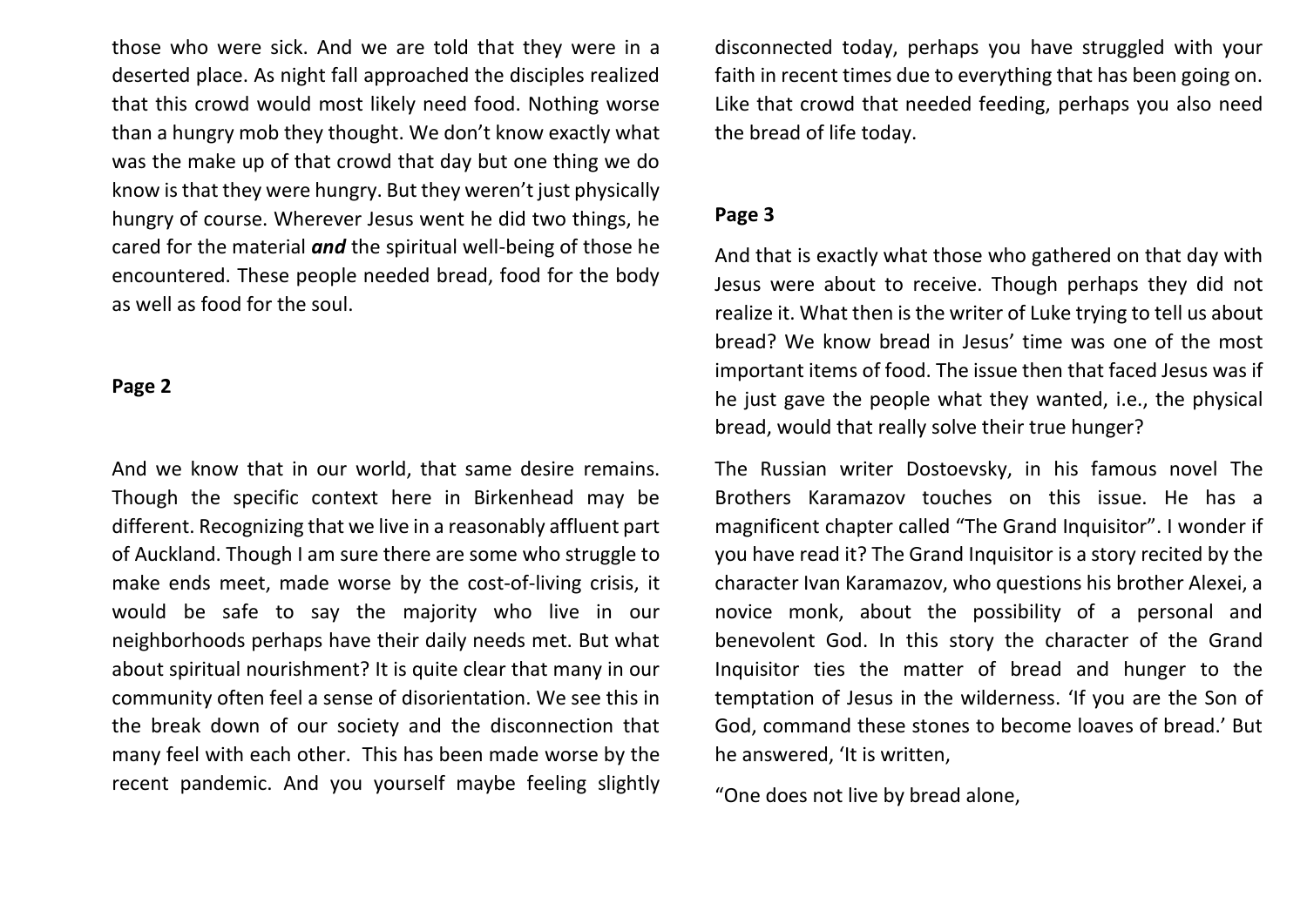those who were sick. And we are told that they were in a deserted place. As night fall approached the disciples realized that this crowd would most likely need food. Nothing worse than a hungry mob they thought. We don't know exactly what was the make up of that crowd that day but one thing we do know is that they were hungry. But they weren't just physically hungry of course. Wherever Jesus went he did two things, he cared for the material ***and*** the spiritual well-being of those he encountered. These people needed bread, food for the body as well as food for the soul.

**Page 2**

And we know that in our world, that same desire remains. Though the specific context here in Birkenhead may be different. Recognizing that we live in a reasonably affluent part of Auckland. Though I am sure there are some who struggle to make ends meet, made worse by the cost-of-living crisis, it would be safe to say the majority who live in our neighborhoods perhaps have their daily needs met. But what about spiritual nourishment? It is quite clear that many in our community often feel a sense of disorientation. We see this in the break down of our society and the disconnection that many feel with each other. This has been made worse by the recent pandemic. And you yourself maybe feeling slightly disconnected today, perhaps you have struggled with your faith in recent times due to everything that has been going on. Like that crowd that needed feeding, perhaps you also need the bread of life today.

**Page 3**

And that is exactly what those who gathered on that day with Jesus were about to receive. Though perhaps they did not realize it. What then is the writer of Luke trying to tell us about bread? We know bread in Jesus' time was one of the most important items of food. The issue then that faced Jesus was if he just gave the people what they wanted, i.e., the physical bread, would that really solve their true hunger?

The Russian writer Dostoevsky, in his famous novel The Brothers Karamazov touches on this issue. He has a magnificent chapter called "The Grand Inquisitor". I wonder if you have read it? The Grand Inquisitor is a story recited by the character Ivan Karamazov, who questions his brother Alexei, a novice monk, about the possibility of a personal and benevolent God. In this story the character of the Grand Inquisitor ties the matter of bread and hunger to the temptation of Jesus in the wilderness. 'If you are the Son of God, command these stones to become loaves of bread.' But he answered, 'It is written,

"One does not live by bread alone,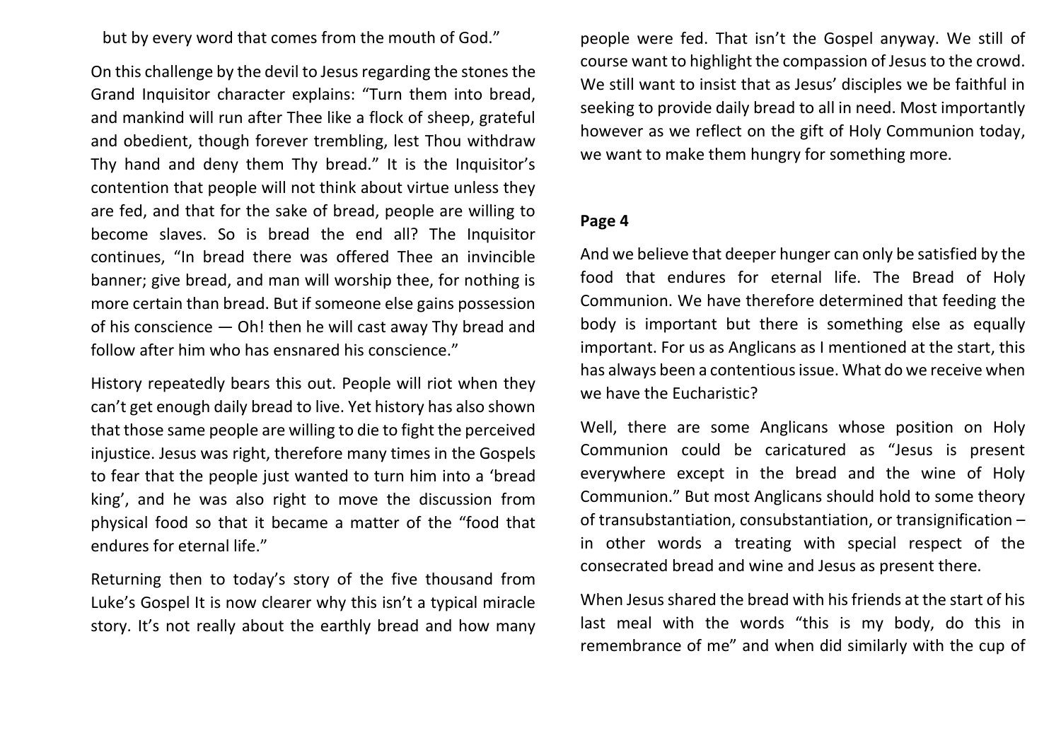but by every word that comes from the mouth of God."

On this challenge by the devil to Jesus regarding the stones the Grand Inquisitor character explains: "Turn them into bread, and mankind will run after Thee like a flock of sheep, grateful and obedient, though forever trembling, lest Thou withdraw Thy hand and deny them Thy bread." It is the Inquisitor's contention that people will not think about virtue unless they are fed, and that for the sake of bread, people are willing to become slaves. So is bread the end all? The Inquisitor continues, "In bread there was offered Thee an invincible banner; give bread, and man will worship thee, for nothing is more certain than bread. But if someone else gains possession of his conscience — Oh! then he will cast away Thy bread and follow after him who has ensnared his conscience."

History repeatedly bears this out. People will riot when they can't get enough daily bread to live. Yet history has also shown that those same people are willing to die to fight the perceived injustice. Jesus was right, therefore many times in the Gospels to fear that the people just wanted to turn him into a 'bread king', and he was also right to move the discussion from physical food so that it became a matter of the "food that endures for eternal life."

Returning then to today's story of the five thousand from Luke's Gospel It is now clearer why this isn't a typical miracle story. It's not really about the earthly bread and how many people were fed. That isn't the Gospel anyway. We still of course want to highlight the compassion of Jesus to the crowd. We still want to insist that as Jesus' disciples we be faithful in seeking to provide daily bread to all in need. Most importantly however as we reflect on the gift of Holy Communion today, we want to make them hungry for something more.

**Page 4**

And we believe that deeper hunger can only be satisfied by the food that endures for eternal life. The Bread of Holy Communion. We have therefore determined that feeding the body is important but there is something else as equally important. For us as Anglicans as I mentioned at the start, this has always been a contentious issue. What do we receive when we have the Eucharistic?

Well, there are some Anglicans whose position on Holy Communion could be caricatured as "Jesus is present everywhere except in the bread and the wine of Holy Communion." But most Anglicans should hold to some theory of transubstantiation, consubstantiation, or transignification – in other words a treating with special respect of the consecrated bread and wine and Jesus as present there.

When Jesus shared the bread with his friends at the start of his last meal with the words "this is my body, do this in remembrance of me" and when did similarly with the cup of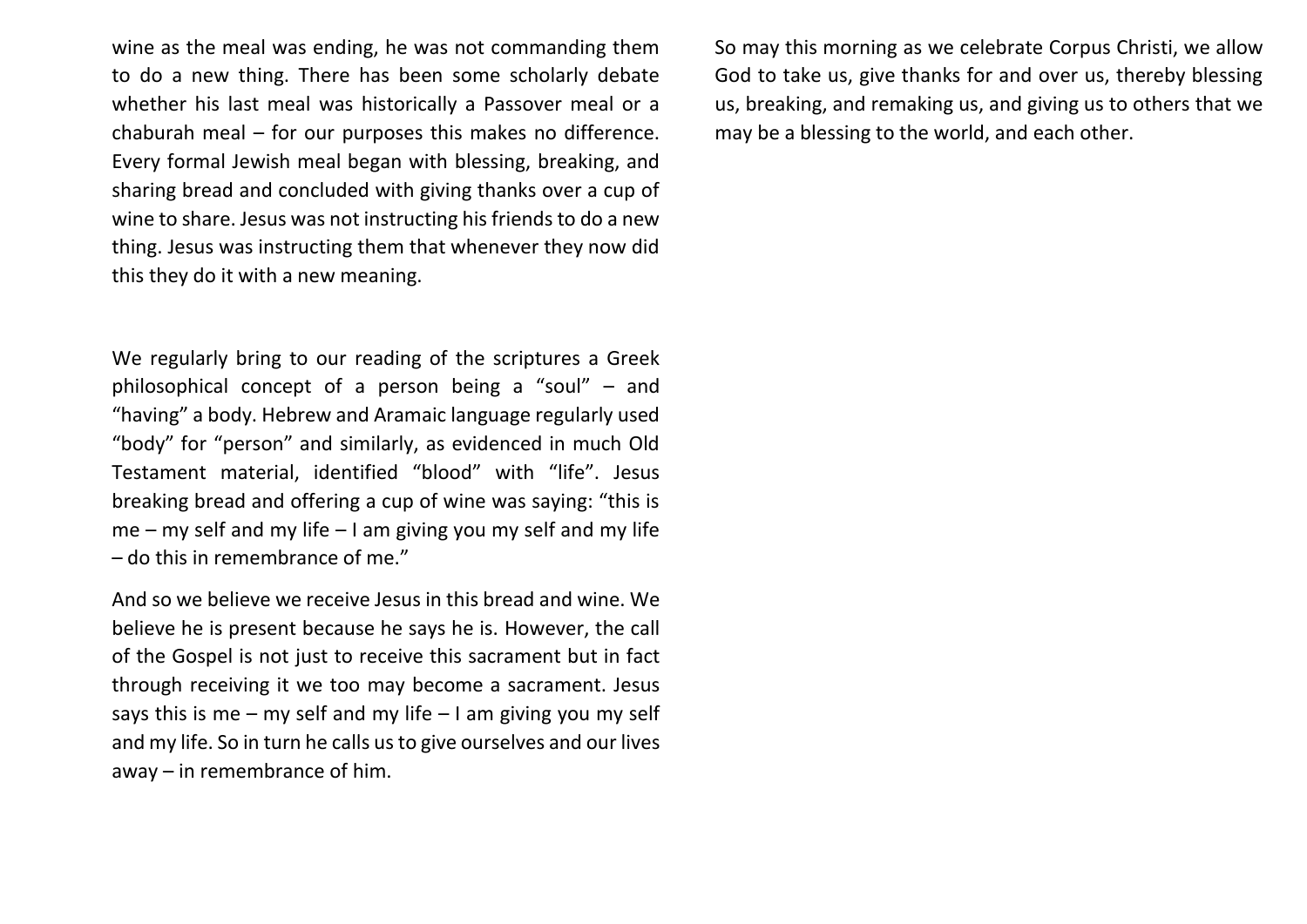wine as the meal was ending, he was not commanding them to do a new thing. There has been some scholarly debate whether his last meal was historically a Passover meal or a chaburah meal – for our purposes this makes no difference. Every formal Jewish meal began with blessing, breaking, and sharing bread and concluded with giving thanks over a cup of wine to share. Jesus was not instructing his friends to do a new thing. Jesus was instructing them that whenever they now did this they do it with a new meaning.

We regularly bring to our reading of the scriptures a Greek philosophical concept of a person being a "soul" – and "having" a body. Hebrew and Aramaic language regularly used "body" for "person" and similarly, as evidenced in much Old Testament material, identified "blood" with "life". Jesus breaking bread and offering a cup of wine was saying: "this is me – my self and my life – I am giving you my self and my life – do this in remembrance of me."

And so we believe we receive Jesus in this bread and wine. We believe he is present because he says he is. However, the call of the Gospel is not just to receive this sacrament but in fact through receiving it we too may become a sacrament. Jesus says this is me – my self and my life – I am giving you my self and my life. So in turn he calls us to give ourselves and our lives away – in remembrance of him.

So may this morning as we celebrate Corpus Christi, we allow God to take us, give thanks for and over us, thereby blessing us, breaking, and remaking us, and giving us to others that we may be a blessing to the world, and each other.